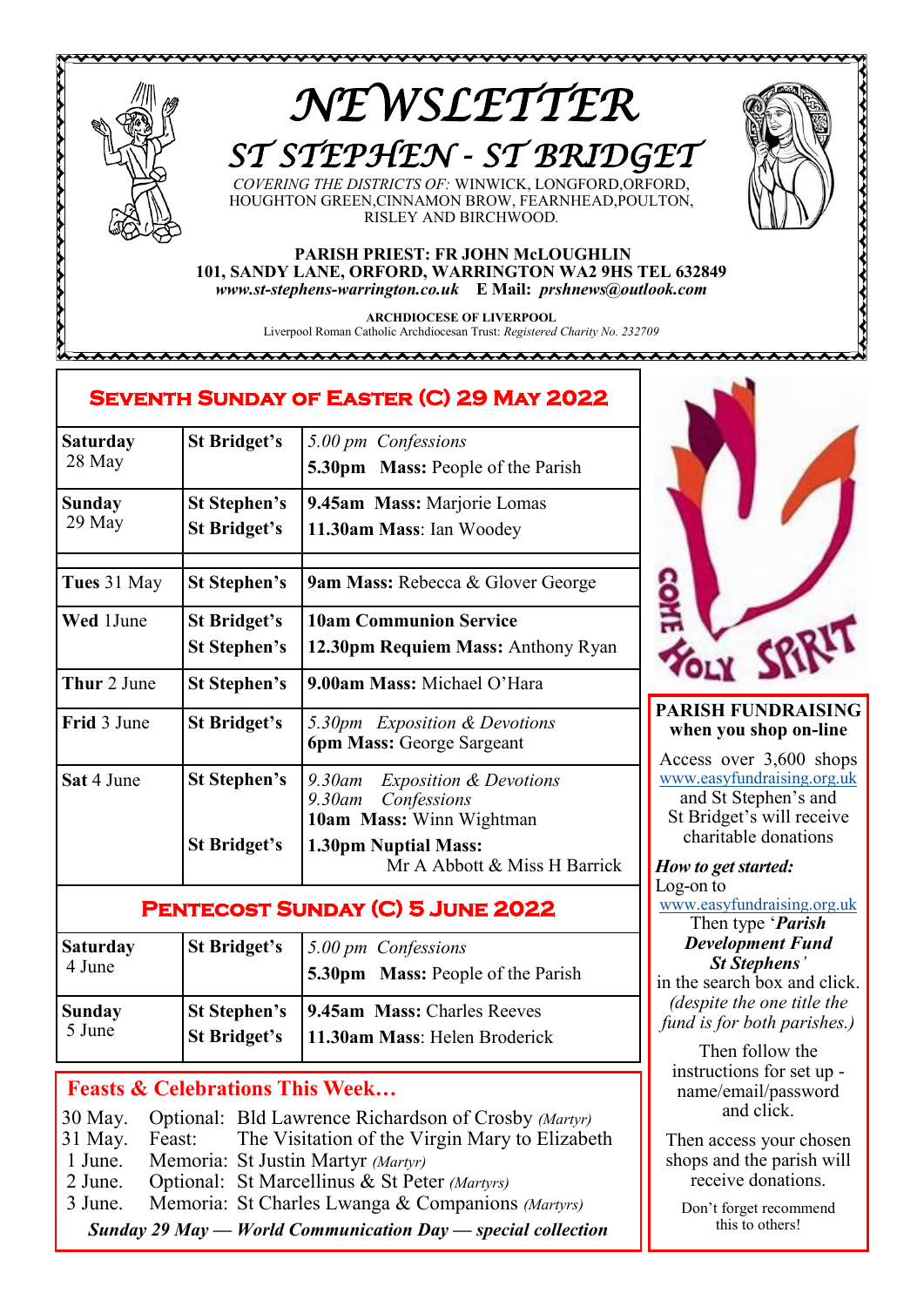# NEWSLETTER

## ST STEPHEN - ST BRIDGET

*COVERING THE DISTRICTS OF:* WINWICK, LONGFORD, ORFORD, HOUGHTON GREEN, CINNAMON BROW, FEARNHEAD, POULTON, RISLEY AND BIRCHWOOD.

**PARISH PRIEST: FR JOHN McLOUGHLIN**
**101, SANDY LANE, ORFORD, WARRINGTON WA2 9HS TEL 632849**
***www.st-stephens-warrington.co.uk* E Mail: *prshnews@outlook.com***

**ARCHDIOCESE OF LIVERPOOL**
Liverpool Roman Catholic Archdiocesan Trust: *Registered Charity No. 232709*

## Seventh Sunday of Easter (C) 29 May 2022

| Day | Church | Service |
|---|---|---|
| **Saturday** 28 May | **St Bridget's** | *5.00 pm Confessions*<br>**5.30pm Mass:** People of the Parish |
| **Sunday** 29 May | **St Stephen's**<br>**St Bridget's** | **9.45am Mass:** Marjorie Lomas<br>**11.30am Mass**: Ian Woodey |
| **Tues** 31 May | **St Stephen's** | **9am Mass:** Rebecca & Glover George |
| **Wed** 1June | **St Bridget's**<br>**St Stephen's** | **10am Communion Service**<br>**12.30pm Requiem Mass:** Anthony Ryan |
| **Thur** 2 June | **St Stephen's** | **9.00am Mass:** Michael O'Hara |
| **Frid** 3 June | **St Bridget's** | *5.30pm Exposition & Devotions*<br>**6pm Mass:** George Sargeant |
| **Sat** 4 June | **St Stephen's**<br><br>**St Bridget's** | *9.30am Exposition & Devotions*<br>*9.30am Confessions*<br>**10am Mass:** Winn Wightman<br>**1.30pm Nuptial Mass:** Mr A Abbott & Miss H Barrick |

## Pentecost Sunday (C) 5 June 2022

| Day | Church | Service |
|---|---|---|
| **Saturday** 4 June | **St Bridget's** | *5.00 pm Confessions*<br>**5.30pm Mass:** People of the Parish |
| **Sunday** 5 June | **St Stephen's**<br>**St Bridget's** | **9.45am Mass:** Charles Reeves<br>**11.30am Mass**: Helen Broderick |

### Feasts & Celebrations This Week…

- 30 May. Optional: Bld Lawrence Richardson of Crosby *(Martyr)*
- 31 May. Feast: The Visitation of the Virgin Mary to Elizabeth
- 1 June. Memoria: St Justin Martyr *(Martyr)*
- 2 June. Optional: St Marcellinus & St Peter *(Martyrs)*
- 3 June. Memoria: St Charles Lwanga & Companions *(Martyrs)*

***Sunday 29 May — World Communication Day — special collection***

COME HOLY SPIRIT

### PARISH FUNDRAISING when you shop on-line

Access over 3,600 shops www.easyfundraising.org.uk and St Stephen's and St Bridget's will receive charitable donations

***How to get started:***
Log-on to www.easyfundraising.org.uk
Then type '***Parish Development Fund St Stephens***'
in the search box and click.
*(despite the one title the fund is for both parishes.)*

Then follow the instructions for set up - name/email/password and click.

Then access your chosen shops and the parish will receive donations.

Don't forget recommend this to others!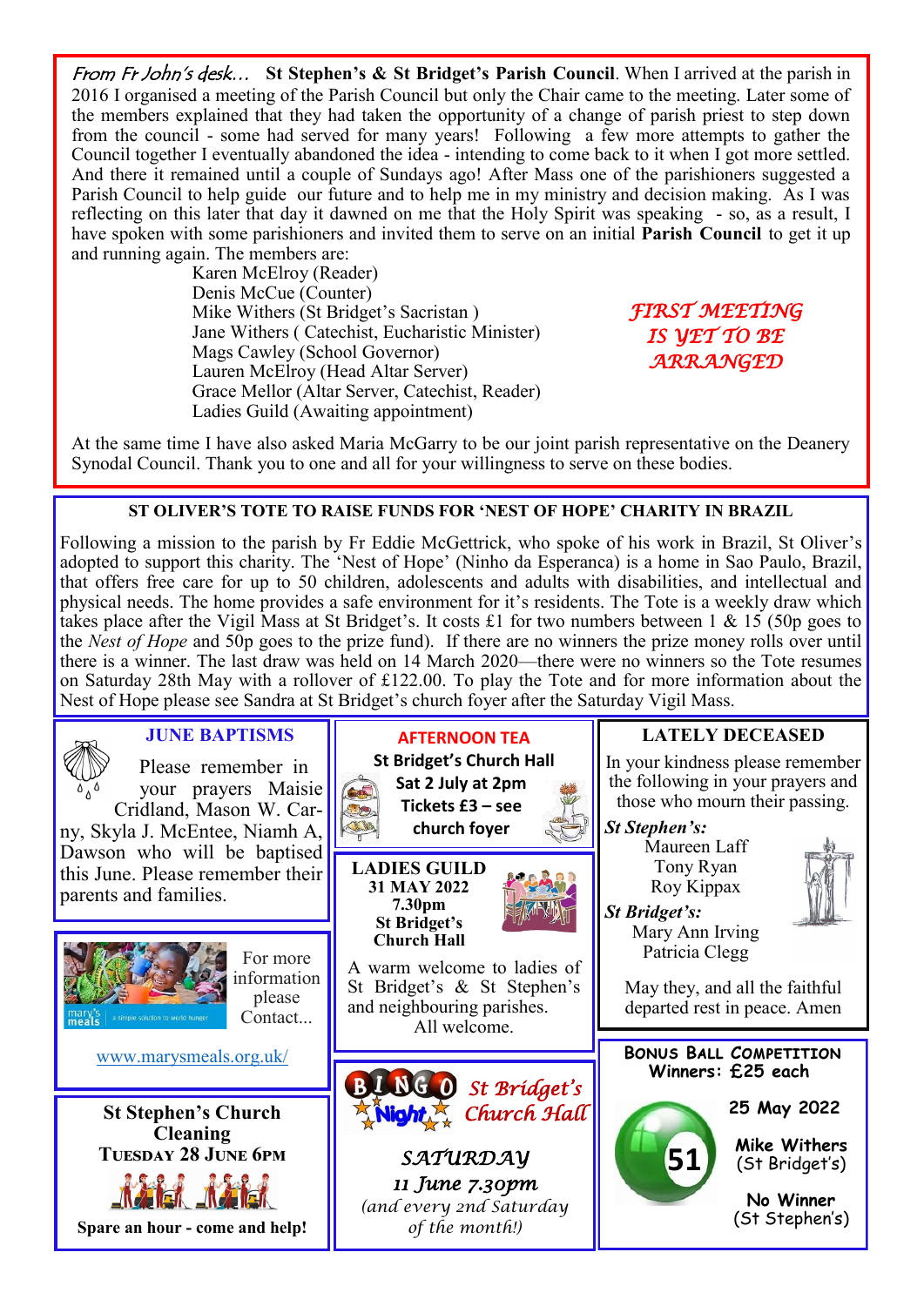*From Fr John's desk…* **St Stephen's & St Bridget's Parish Council**. When I arrived at the parish in 2016 I organised a meeting of the Parish Council but only the Chair came to the meeting. Later some of the members explained that they had taken the opportunity of a change of parish priest to step down from the council - some had served for many years! Following a few more attempts to gather the Council together I eventually abandoned the idea - intending to come back to it when I got more settled. And there it remained until a couple of Sundays ago! After Mass one of the parishioners suggested a Parish Council to help guide our future and to help me in my ministry and decision making. As I was reflecting on this later that day it dawned on me that the Holy Spirit was speaking - so, as a result, I have spoken with some parishioners and invited them to serve on an initial **Parish Council** to get it up and running again. The members are:

- Karen McElroy (Reader)
- Denis McCue (Counter)
- Mike Withers (St Bridget's Sacristan )
- Jane Withers ( Catechist, Eucharistic Minister)
- Mags Cawley (School Governor)
- Lauren McElroy (Head Altar Server)
- Grace Mellor (Altar Server, Catechist, Reader)
- Ladies Guild (Awaiting appointment)

*FIRST MEETING IS YET TO BE ARRANGED*

At the same time I have also asked Maria McGarry to be our joint parish representative on the Deanery Synodal Council. Thank you to one and all for your willingness to serve on these bodies.

## ST OLIVER'S TOTE TO RAISE FUNDS FOR 'NEST OF HOPE' CHARITY IN BRAZIL

Following a mission to the parish by Fr Eddie McGettrick, who spoke of his work in Brazil, St Oliver's adopted to support this charity. The 'Nest of Hope' (Ninho da Esperanca) is a home in Sao Paulo, Brazil, that offers free care for up to 50 children, adolescents and adults with disabilities, and intellectual and physical needs. The home provides a safe environment for it's residents. The Tote is a weekly draw which takes place after the Vigil Mass at St Bridget's. It costs £1 for two numbers between 1 & 15 (50p goes to the *Nest of Hope* and 50p goes to the prize fund). If there are no winners the prize money rolls over until there is a winner. The last draw was held on 14 March 2020—there were no winners so the Tote resumes on Saturday 28th May with a rollover of £122.00. To play the Tote and for more information about the Nest of Hope please see Sandra at St Bridget's church foyer after the Saturday Vigil Mass.

## JUNE BAPTISMS

Please remember in your prayers Maisie Cridland, Mason W. Carny, Skyla J. McEntee, Niamh A, Dawson who will be baptised this June. Please remember their parents and families.

mary's meals — a simple solution to world hunger

For more information please Contact...

www.marysmeals.org.uk/

## St Stephen's Church Cleaning

**TUESDAY 28 JUNE 6PM**

**Spare an hour - come and help!**

## AFTERNOON TEA

**St Bridget's Church Hall**
**Sat 2 July at 2pm**
**Tickets £3 – see church foyer**

## LADIES GUILD

**31 MAY 2022**
**7.30pm**
**St Bridget's Church Hall**

A warm welcome to ladies of St Bridget's & St Stephen's and neighbouring parishes.
All welcome.

## BINGO Night — *St Bridget's Church Hall*

*SATURDAY*
*11 June 7.30pm*
*(and every 2nd Saturday of the month!)*

## LATELY DECEASED

In your kindness please remember the following in your prayers and those who mourn their passing.

***St Stephen's:***
Maureen Laff
Tony Ryan
Roy Kippax

***St Bridget's:***
Mary Ann Irving
Patricia Clegg

May they, and all the faithful departed rest in peace. Amen

## BONUS BALL COMPETITION
**Winners: £25 each**

**25 May 2022**

51

**Mike Withers**
(St Bridget's)

**No Winner**
(St Stephen's)